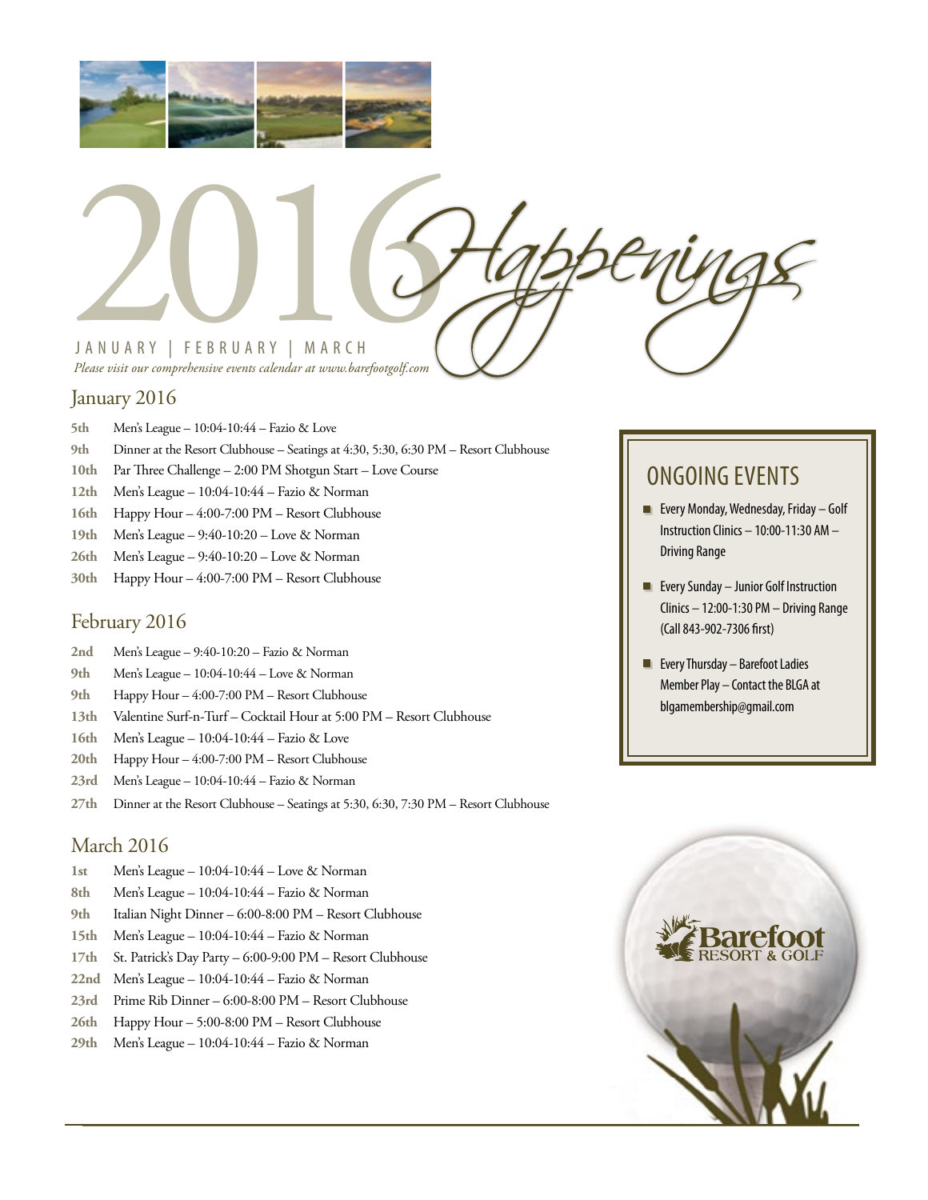# 2016 Happenings

JANUARY | FEBRUARY | MARCH

*Please visit our comprehensive events calendar at www.barefootgolf.com*

## January 2016

- **5th** Men's League – 10:04-10:44 – Fazio & Love
- **9th** Dinner at the Resort Clubhouse – Seatings at 4:30, 5:30, 6:30 PM – Resort Clubhouse
- **10th** Par Three Challenge – 2:00 PM Shotgun Start – Love Course
- **12th** Men's League – 10:04-10:44 – Fazio & Norman
- **16th** Happy Hour – 4:00-7:00 PM – Resort Clubhouse
- **19th** Men's League – 9:40-10:20 – Love & Norman
- **26th** Men's League – 9:40-10:20 – Love & Norman
- **30th** Happy Hour – 4:00-7:00 PM – Resort Clubhouse

## February 2016

- **2nd** Men's League – 9:40-10:20 – Fazio & Norman
- **9th** Men's League – 10:04-10:44 – Love & Norman
- **9th** Happy Hour – 4:00-7:00 PM – Resort Clubhouse
- **13th** Valentine Surf-n-Turf – Cocktail Hour at 5:00 PM – Resort Clubhouse
- **16th** Men's League – 10:04-10:44 – Fazio & Love
- **20th** Happy Hour – 4:00-7:00 PM – Resort Clubhouse
- **23rd** Men's League – 10:04-10:44 – Fazio & Norman
- **27th** Dinner at the Resort Clubhouse – Seatings at 5:30, 6:30, 7:30 PM – Resort Clubhouse

## March 2016

- **1st** Men's League – 10:04-10:44 – Love & Norman
- **8th** Men's League – 10:04-10:44 – Fazio & Norman
- **9th** Italian Night Dinner – 6:00-8:00 PM – Resort Clubhouse
- **15th** Men's League – 10:04-10:44 – Fazio & Norman
- **17th** St. Patrick's Day Party – 6:00-9:00 PM – Resort Clubhouse
- **22nd** Men's League – 10:04-10:44 – Fazio & Norman
- **23rd** Prime Rib Dinner – 6:00-8:00 PM – Resort Clubhouse
- **26th** Happy Hour – 5:00-8:00 PM – Resort Clubhouse
- **29th** Men's League – 10:04-10:44 – Fazio & Norman

## ONGOING EVENTS

- Every Monday, Wednesday, Friday – Golf Instruction Clinics – 10:00-11:30 AM – Driving Range
- Every Sunday – Junior Golf Instruction Clinics – 12:00-1:30 PM – Driving Range (Call 843-902-7306 first)
- Every Thursday – Barefoot Ladies Member Play – Contact the BLGA at blgamembership@gmail.com

Barefoot RESORT & GOLF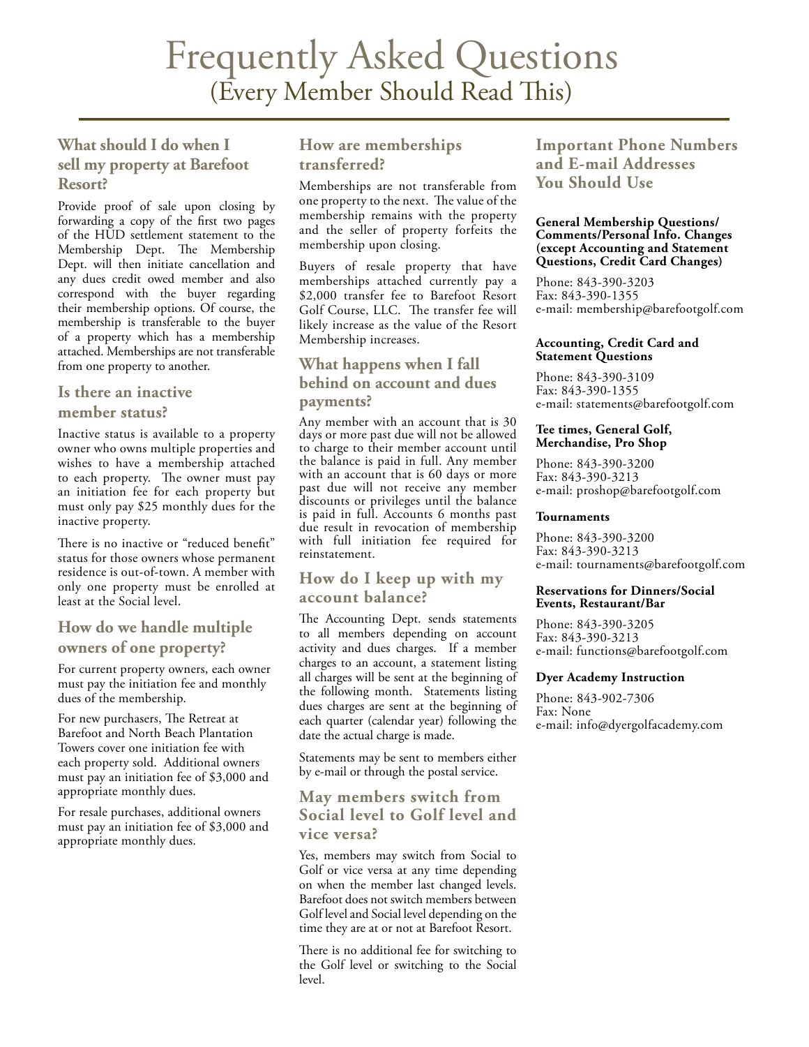# Frequently Asked Questions
## (Every Member Should Read This)

### What should I do when I sell my property at Barefoot Resort?

Provide proof of sale upon closing by forwarding a copy of the first two pages of the HUD settlement statement to the Membership Dept. The Membership Dept. will then initiate cancellation and any dues credit owed member and also correspond with the buyer regarding their membership options. Of course, the membership is transferable to the buyer of a property which has a membership attached. Memberships are not transferable from one property to another.

### Is there an inactive member status?

Inactive status is available to a property owner who owns multiple properties and wishes to have a membership attached to each property. The owner must pay an initiation fee for each property but must only pay $25 monthly dues for the inactive property.

There is no inactive or "reduced benefit" status for those owners whose permanent residence is out-of-town. A member with only one property must be enrolled at least at the Social level.

### How do we handle multiple owners of one property?

For current property owners, each owner must pay the initiation fee and monthly dues of the membership.

For new purchasers, The Retreat at Barefoot and North Beach Plantation Towers cover one initiation fee with each property sold. Additional owners must pay an initiation fee of $3,000 and appropriate monthly dues.

For resale purchases, additional owners must pay an initiation fee of $3,000 and appropriate monthly dues.

### How are memberships transferred?

Memberships are not transferable from one property to the next. The value of the membership remains with the property and the seller of property forfeits the membership upon closing.

Buyers of resale property that have memberships attached currently pay a $2,000 transfer fee to Barefoot Resort Golf Course, LLC. The transfer fee will likely increase as the value of the Resort Membership increases.

### What happens when I fall behind on account and dues payments?

Any member with an account that is 30 days or more past due will not be allowed to charge to their member account until the balance is paid in full. Any member with an account that is 60 days or more past due will not receive any member discounts or privileges until the balance is paid in full. Accounts 6 months past due result in revocation of membership with full initiation fee required for reinstatement.

### How do I keep up with my account balance?

The Accounting Dept. sends statements to all members depending on account activity and dues charges. If a member charges to an account, a statement listing all charges will be sent at the beginning of the following month. Statements listing dues charges are sent at the beginning of each quarter (calendar year) following the date the actual charge is made.

Statements may be sent to members either by e-mail or through the postal service.

### May members switch from Social level to Golf level and vice versa?

Yes, members may switch from Social to Golf or vice versa at any time depending on when the member last changed levels. Barefoot does not switch members between Golf level and Social level depending on the time they are at or not at Barefoot Resort.

There is no additional fee for switching to the Golf level or switching to the Social level.

### Important Phone Numbers and E-mail Addresses You Should Use

**General Membership Questions/ Comments/Personal Info. Changes (except Accounting and Statement Questions, Credit Card Changes)**

Phone: 843-390-3203
Fax: 843-390-1355
e-mail: membership@barefootgolf.com

**Accounting, Credit Card and Statement Questions**

Phone: 843-390-3109
Fax: 843-390-1355
e-mail: statements@barefootgolf.com

**Tee times, General Golf, Merchandise, Pro Shop**

Phone: 843-390-3200
Fax: 843-390-3213
e-mail: proshop@barefootgolf.com

**Tournaments**

Phone: 843-390-3200
Fax: 843-390-3213
e-mail: tournaments@barefootgolf.com

**Reservations for Dinners/Social Events, Restaurant/Bar**

Phone: 843-390-3205
Fax: 843-390-3213
e-mail: functions@barefootgolf.com

**Dyer Academy Instruction**

Phone: 843-902-7306
Fax: None
e-mail: info@dyergolfacademy.com